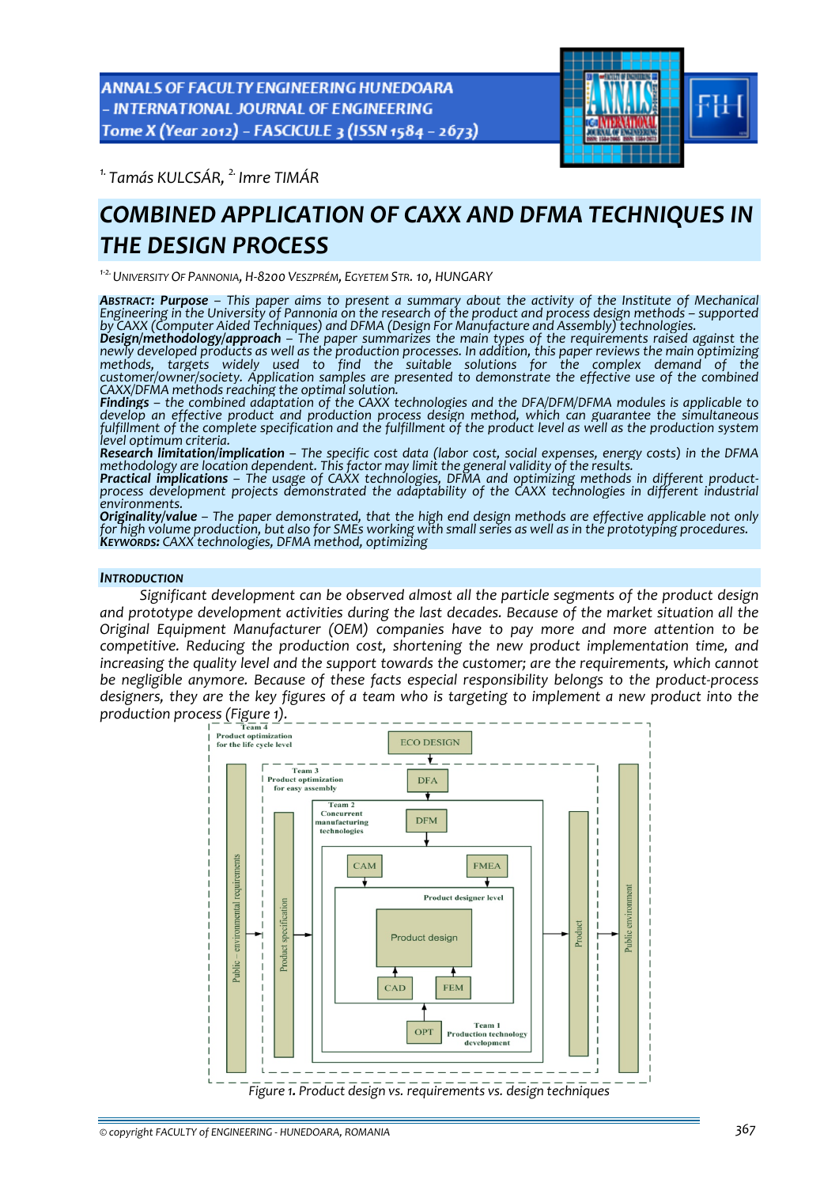[1.] Tamás KULCSÁR, [2.] Imre TIMÁR

# COMBINED APPLICATION OF CAXX AND DFMA TECHNIQUES IN THE DESIGN PROCESS

[1-2.] UNIVERSITY OF PANNONIA, H-8200 VESZPRÉM, EGYETEM STR. 10, HUNGARY

***ABSTRACT: Purpose*** *– This paper aims to present a summary about the activity of the Institute of Mechanical Engineering in the University of Pannonia on the research of the product and process design methods – supported by CAXX (Computer Aided Techniques) and DFMA (Design For Manufacture and Assembly) technologies.*
***Design/methodology/approach*** *– The paper summarizes the main types of the requirements raised against the newly developed products as well as the production processes. In addition, this paper reviews the main optimizing methods, targets widely used to find the suitable solutions for the complex demand of the customer/owner/society. Application samples are presented to demonstrate the effective use of the combined CAXX/DFMA methods reaching the optimal solution.*
***Findings*** *– the combined adaptation of the CAXX technologies and the DFA/DFM/DFMA modules is applicable to develop an effective product and production process design method, which can guarantee the simultaneous fulfillment of the complete specification and the fulfillment of the product level as well as the production system level optimum criteria.*
***Research limitation/implication*** *– The specific cost data (labor cost, social expenses, energy costs) in the DFMA methodology are location dependent. This factor may limit the general validity of the results.*
***Practical implications*** *– The usage of CAXX technologies, DFMA and optimizing methods in different product-process development projects demonstrated the adaptability of the CAXX technologies in different industrial environments.*
***Originality/value*** *– The paper demonstrated, that the high end design methods are effective applicable not only for high volume production, but also for SMEs working with small series as well as in the prototyping procedures.*
***KEYWORDS:*** *CAXX technologies, DFMA method, optimizing*

## INTRODUCTION

*Significant development can be observed almost all the particle segments of the product design and prototype development activities during the last decades. Because of the market situation all the Original Equipment Manufacturer (OEM) companies have to pay more and more attention to be competitive. Reducing the production cost, shortening the new product implementation time, and increasing the quality level and the support towards the customer; are the requirements, which cannot be negligible anymore. Because of these facts especial responsibility belongs to the product-process designers, they are the key figures of a team who is targeting to implement a new product into the production process (Figure 1).*

*Figure 1. Product design vs. requirements vs. design techniques*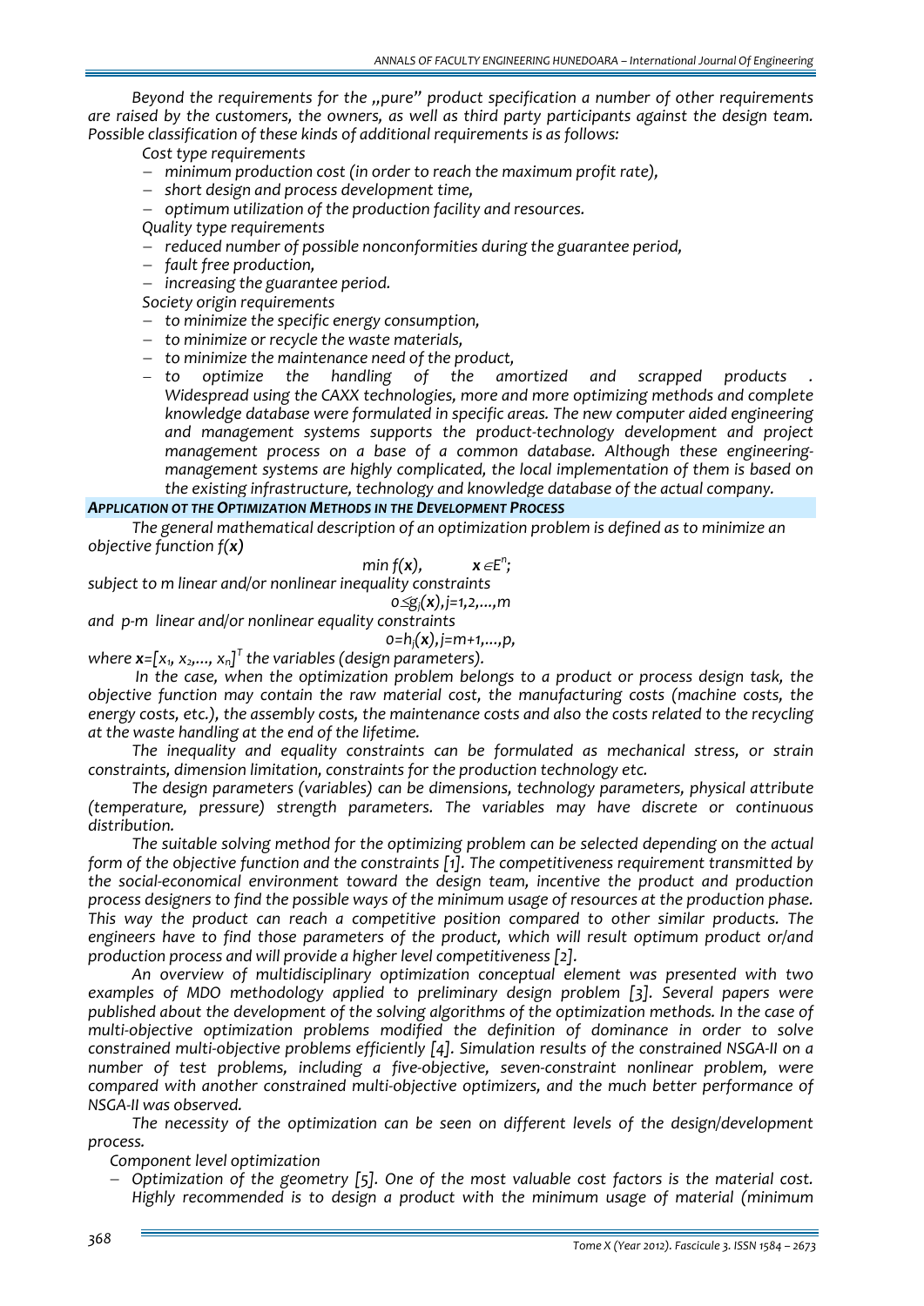*Beyond the requirements for the „pure" product specification a number of other requirements are raised by the customers, the owners, as well as third party participants against the design team. Possible classification of these kinds of additional requirements is as follows:*

*Cost type requirements*

- *minimum production cost (in order to reach the maximum profit rate),*
- *short design and process development time,*
- *optimum utilization of the production facility and resources.*

*Quality type requirements*

- *reduced number of possible nonconformities during the guarantee period,*
- *fault free production,*
- *increasing the guarantee period.*

*Society origin requirements*

- *to minimize the specific energy consumption,*
- *to minimize or recycle the waste materials,*
- *to minimize the maintenance need of the product,*
- *to optimize the handling of the amortized and scrapped products . Widespread using the CAXX technologies, more and more optimizing methods and complete knowledge database were formulated in specific areas. The new computer aided engineering and management systems supports the product-technology development and project management process on a base of a common database. Although these engineering-management systems are highly complicated, the local implementation of them is based on the existing infrastructure, technology and knowledge database of the actual company.*

## *APPLICATION OT THE OPTIMIZATION METHODS IN THE DEVELOPMENT PROCESS*

*The general mathematical description of an optimization problem is defined as to minimize an objective function $f(\mathbf{x})$*

$$\min f(\mathbf{x}), \qquad \mathbf{x} \in E^n;$$

*subject to m linear and/or nonlinear inequality constraints*

$$0 \leq g_j(\mathbf{x}), j=1,2,\ldots,m$$

*and p-m linear and/or nonlinear equality constraints*

$$0=h_j(\mathbf{x}), j=m+1,\ldots,p,$$

*where $\mathbf{x}=[x_1, x_2,\ldots, x_n]^T$ the variables (design parameters).*

*In the case, when the optimization problem belongs to a product or process design task, the objective function may contain the raw material cost, the manufacturing costs (machine costs, the energy costs, etc.), the assembly costs, the maintenance costs and also the costs related to the recycling at the waste handling at the end of the lifetime.*

*The inequality and equality constraints can be formulated as mechanical stress, or strain constraints, dimension limitation, constraints for the production technology etc.*

*The design parameters (variables) can be dimensions, technology parameters, physical attribute (temperature, pressure) strength parameters. The variables may have discrete or continuous distribution.*

*The suitable solving method for the optimizing problem can be selected depending on the actual form of the objective function and the constraints [1]. The competitiveness requirement transmitted by the social-economical environment toward the design team, incentive the product and production process designers to find the possible ways of the minimum usage of resources at the production phase. This way the product can reach a competitive position compared to other similar products. The engineers have to find those parameters of the product, which will result optimum product or/and production process and will provide a higher level competitiveness [2].*

*An overview of multidisciplinary optimization conceptual element was presented with two examples of MDO methodology applied to preliminary design problem [3]. Several papers were published about the development of the solving algorithms of the optimization methods. In the case of multi-objective optimization problems modified the definition of dominance in order to solve constrained multi-objective problems efficiently [4]. Simulation results of the constrained NSGA-II on a number of test problems, including a five-objective, seven-constraint nonlinear problem, were compared with another constrained multi-objective optimizers, and the much better performance of NSGA-II was observed.*

*The necessity of the optimization can be seen on different levels of the design/development process.*

*Component level optimization*

- *Optimization of the geometry [5]. One of the most valuable cost factors is the material cost. Highly recommended is to design a product with the minimum usage of material (minimum*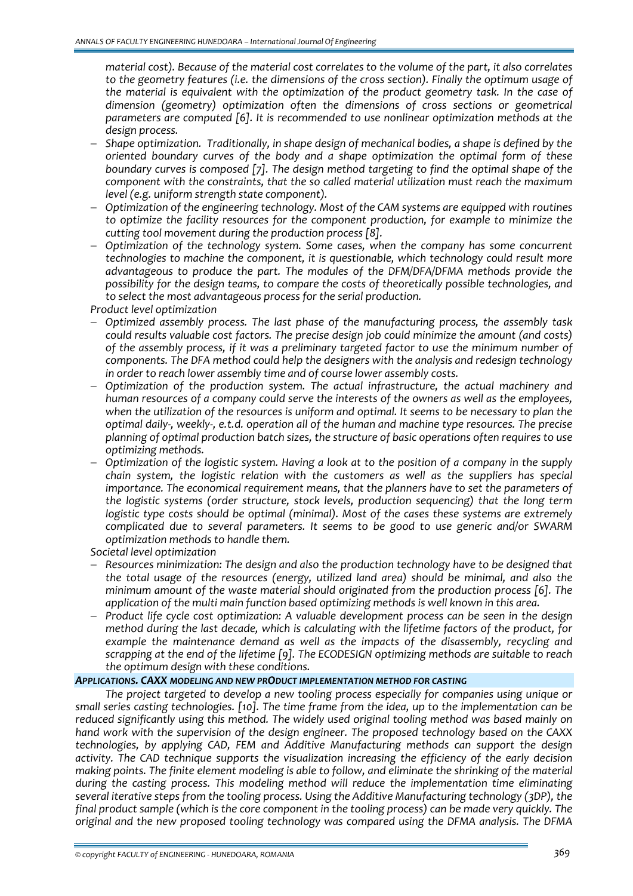*material cost). Because of the material cost correlates to the volume of the part, it also correlates to the geometry features (i.e. the dimensions of the cross section). Finally the optimum usage of the material is equivalent with the optimization of the product geometry task. In the case of dimension (geometry) optimization often the dimensions of cross sections or geometrical parameters are computed [6]. It is recommended to use nonlinear optimization methods at the design process.*

- *Shape optimization. Traditionally, in shape design of mechanical bodies, a shape is defined by the oriented boundary curves of the body and a shape optimization the optimal form of these boundary curves is composed [7]. The design method targeting to find the optimal shape of the component with the constraints, that the so called material utilization must reach the maximum level (e.g. uniform strength state component).*
- *Optimization of the engineering technology. Most of the CAM systems are equipped with routines to optimize the facility resources for the component production, for example to minimize the cutting tool movement during the production process [8].*
- *Optimization of the technology system. Some cases, when the company has some concurrent technologies to machine the component, it is questionable, which technology could result more advantageous to produce the part. The modules of the DFM/DFA/DFMA methods provide the possibility for the design teams, to compare the costs of theoretically possible technologies, and to select the most advantageous process for the serial production.*

*Product level optimization*

- *Optimized assembly process. The last phase of the manufacturing process, the assembly task could results valuable cost factors. The precise design job could minimize the amount (and costs) of the assembly process, if it was a preliminary targeted factor to use the minimum number of components. The DFA method could help the designers with the analysis and redesign technology in order to reach lower assembly time and of course lower assembly costs.*
- *Optimization of the production system. The actual infrastructure, the actual machinery and human resources of a company could serve the interests of the owners as well as the employees, when the utilization of the resources is uniform and optimal. It seems to be necessary to plan the optimal daily-, weekly-, e.t.d. operation all of the human and machine type resources. The precise planning of optimal production batch sizes, the structure of basic operations often requires to use optimizing methods.*
- *Optimization of the logistic system. Having a look at to the position of a company in the supply chain system, the logistic relation with the customers as well as the suppliers has special importance. The economical requirement means, that the planners have to set the parameters of the logistic systems (order structure, stock levels, production sequencing) that the long term logistic type costs should be optimal (minimal). Most of the cases these systems are extremely complicated due to several parameters. It seems to be good to use generic and/or SWARM optimization methods to handle them.*

*Societal level optimization*

- *Resources minimization: The design and also the production technology have to be designed that the total usage of the resources (energy, utilized land area) should be minimal, and also the minimum amount of the waste material should originated from the production process [6]. The application of the multi main function based optimizing methods is well known in this area.*
- *Product life cycle cost optimization: A valuable development process can be seen in the design method during the last decade, which is calculating with the lifetime factors of the product, for example the maintenance demand as well as the impacts of the disassembly, recycling and scrapping at the end of the lifetime [9]. The ECODESIGN optimizing methods are suitable to reach the optimum design with these conditions.*

## *APPLICATIONS. CAXX MODELING AND NEW PRODUCT IMPLEMENTATION METHOD FOR CASTING*

*The project targeted to develop a new tooling process especially for companies using unique or small series casting technologies. [10]. The time frame from the idea, up to the implementation can be reduced significantly using this method. The widely used original tooling method was based mainly on hand work with the supervision of the design engineer. The proposed technology based on the CAXX technologies, by applying CAD, FEM and Additive Manufacturing methods can support the design activity. The CAD technique supports the visualization increasing the efficiency of the early decision making points. The finite element modeling is able to follow, and eliminate the shrinking of the material during the casting process. This modeling method will reduce the implementation time eliminating several iterative steps from the tooling process. Using the Additive Manufacturing technology (3DP), the final product sample (which is the core component in the tooling process) can be made very quickly. The original and the new proposed tooling technology was compared using the DFMA analysis. The DFMA*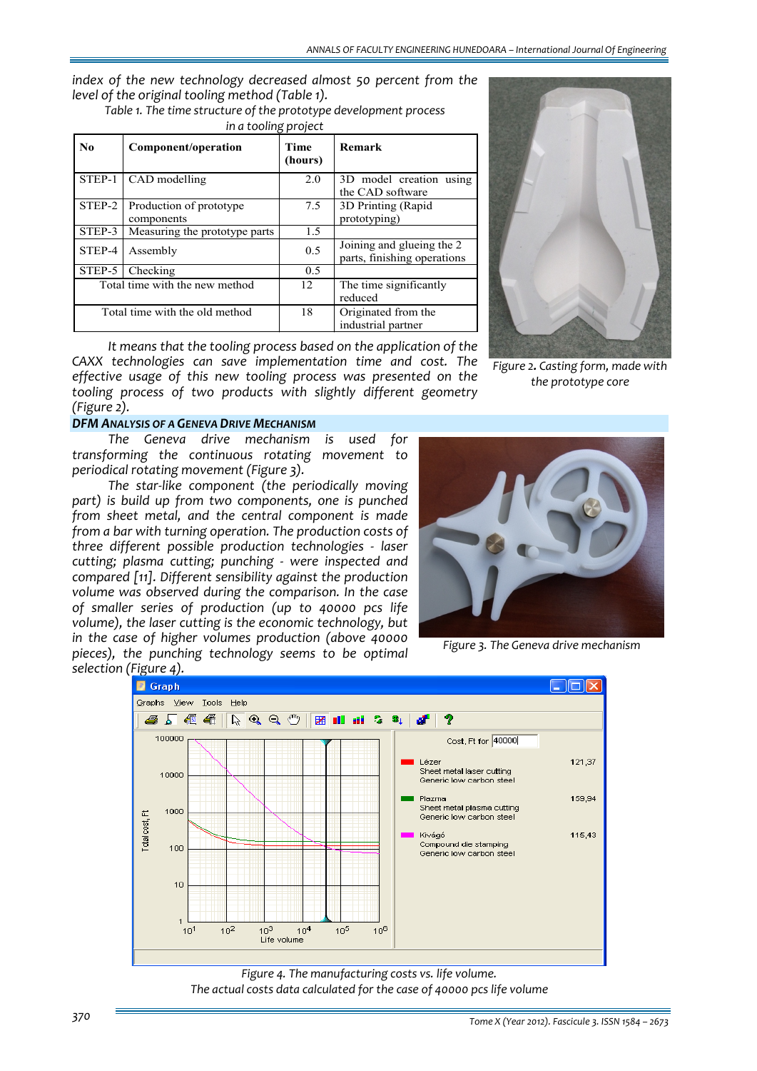*index of the new technology decreased almost 50 percent from the level of the original tooling method (Table 1).*

*Table 1. The time structure of the prototype development process in a tooling project*

| No | Component/operation | Time (hours) | Remark |
|---|---|---|---|
| STEP-1 | CAD modelling | 2.0 | 3D model creation using the CAD software |
| STEP-2 | Production of prototype components | 7.5 | 3D Printing (Rapid prototyping) |
| STEP-3 | Measuring the prototype parts | 1.5 | |
| STEP-4 | Assembly | 0.5 | Joining and glueing the 2 parts, finishing operations |
| STEP-5 | Checking | 0.5 | |
| Total time with the new method | | 12 | The time significantly reduced |
| Total time with the old method | | 18 | Originated from the industrial partner |

*It means that the tooling process based on the application of the CAXX technologies can save implementation time and cost. The effective usage of this new tooling process was presented on the tooling process of two products with slightly different geometry (Figure 2).*

*Figure 2. Casting form, made with the prototype core*

## DFM ANALYSIS OF A GENEVA DRIVE MECHANISM

*The Geneva drive mechanism is used for transforming the continuous rotating movement to periodical rotating movement (Figure 3).*

*The star-like component (the periodically moving part) is build up from two components, one is punched from sheet metal, and the central component is made from a bar with turning operation. The production costs of three different possible production technologies - laser cutting; plasma cutting; punching - were inspected and compared [11]. Different sensibility against the production volume was observed during the comparison. In the case of smaller series of production (up to 40000 pcs life volume), the laser cutting is the economic technology, but in the case of higher volumes production (above 40000 pieces), the punching technology seems to be optimal selection (Figure 4).*

*Figure 3. The Geneva drive mechanism*

*Figure 4. The manufacturing costs vs. life volume. The actual costs data calculated for the case of 40000 pcs life volume*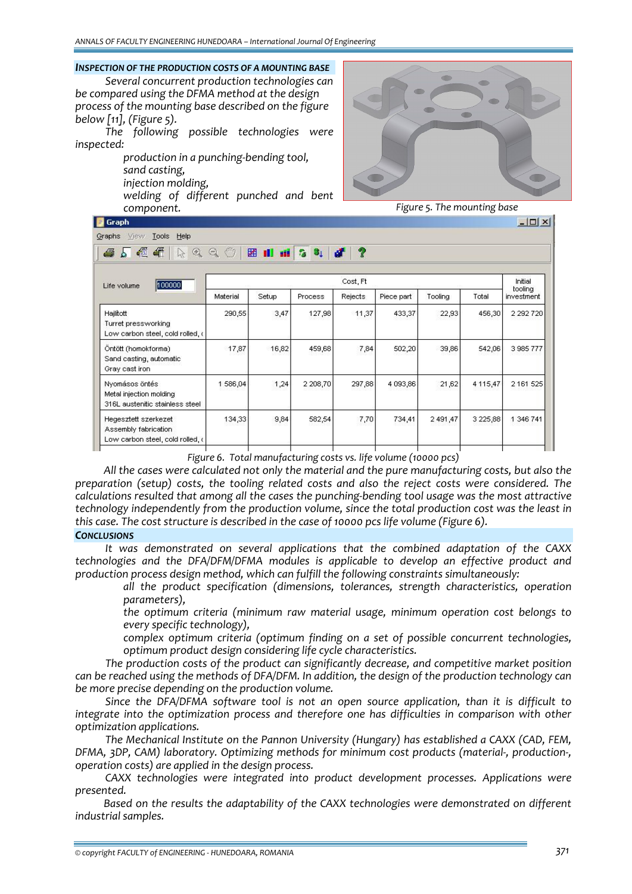## INSPECTION OF THE PRODUCTION COSTS OF A MOUNTING BASE

*Several concurrent production technologies can be compared using the DFMA method at the design process of the mounting base described on the figure below [11], (Figure 5).*

*The following possible technologies were inspected:*

- *production in a punching-bending tool,*
- *sand casting,*
- *injection molding,*
- *welding of different punched and bent component.*

*Figure 5. The mounting base*

| Life volume 100000 | Cost, Ft | | | | | | | Initial tooling investment |
|---|---|---|---|---|---|---|---|---|
| | Material | Setup | Process | Rejects | Piece part | Tooling | Total | |
| Hajlított<br>Turret pressworking<br>Low carbon steel, cold rolled, ( | 290,55 | 3,47 | 127,98 | 11,37 | 433,37 | 22,93 | 456,30 | 2 292 720 |
| Öntött (homokforma)<br>Sand casting, automatic<br>Gray cast iron | 17,87 | 16,82 | 459,68 | 7,84 | 502,20 | 39,86 | 542,06 | 3 985 777 |
| Nyomásos öntés<br>Metal injection molding<br>316L austenitic stainless steel | 1 586,04 | 1,24 | 2 208,70 | 297,88 | 4 093,86 | 21,62 | 4 115,47 | 2 161 525 |
| Hegesztett szerkezet<br>Assembly fabrication<br>Low carbon steel, cold rolled, ( | 134,33 | 9,84 | 582,54 | 7,70 | 734,41 | 2 491,47 | 3 225,88 | 1 346 741 |

*Figure 6. Total manufacturing costs vs. life volume (10000 pcs)*

*All the cases were calculated not only the material and the pure manufacturing costs, but also the preparation (setup) costs, the tooling related costs and also the reject costs were considered. The calculations resulted that among all the cases the punching-bending tool usage was the most attractive technology independently from the production volume, since the total production cost was the least in this case. The cost structure is described in the case of 10000 pcs life volume (Figure 6).*

## CONCLUSIONS

*It was demonstrated on several applications that the combined adaptation of the CAXX technologies and the DFA/DFM/DFMA modules is applicable to develop an effective product and production process design method, which can fulfill the following constraints simultaneously:*

- *all the product specification (dimensions, tolerances, strength characteristics, operation parameters),*
- *the optimum criteria (minimum raw material usage, minimum operation cost belongs to every specific technology),*
- *complex optimum criteria (optimum finding on a set of possible concurrent technologies, optimum product design considering life cycle characteristics.*

*The production costs of the product can significantly decrease, and competitive market position can be reached using the methods of DFA/DFM. In addition, the design of the production technology can be more precise depending on the production volume.*

*Since the DFA/DFMA software tool is not an open source application, than it is difficult to integrate into the optimization process and therefore one has difficulties in comparison with other optimization applications.*

*The Mechanical Institute on the Pannon University (Hungary) has established a CAXX (CAD, FEM, DFMA, 3DP, CAM) laboratory. Optimizing methods for minimum cost products (material-, production-, operation costs) are applied in the design process.*

*CAXX technologies were integrated into product development processes. Applications were presented.*

*Based on the results the adaptability of the CAXX technologies were demonstrated on different industrial samples.*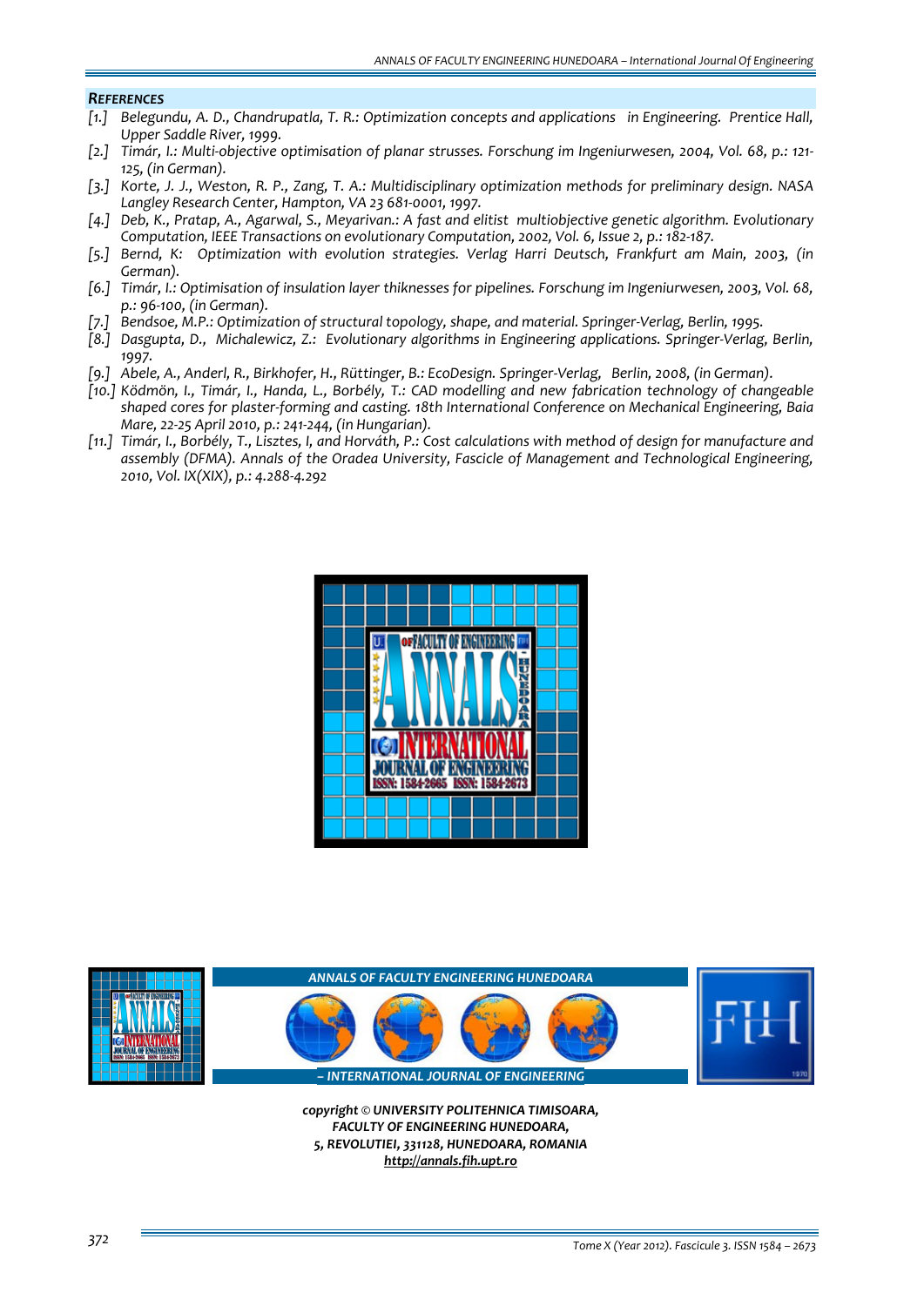## REFERENCES

[1.] Belegundu, A. D., Chandrupatla, T. R.: Optimization concepts and applications in Engineering. Prentice Hall, Upper Saddle River, 1999.

[2.] Timár, I.: Multi-objective optimisation of planar strusses. Forschung im Ingeniurwesen, 2004, Vol. 68, p.: 121-125, (in German).

[3.] Korte, J. J., Weston, R. P., Zang, T. A.: Multidisciplinary optimization methods for preliminary design. NASA Langley Research Center, Hampton, VA 23 681-0001, 1997.

[4.] Deb, K., Pratap, A., Agarwal, S., Meyarivan.: A fast and elitist multiobjective genetic algorithm. Evolutionary Computation, IEEE Transactions on evolutionary Computation, 2002, Vol. 6, Issue 2, p.: 182-187.

[5.] Bernd, K: Optimization with evolution strategies. Verlag Harri Deutsch, Frankfurt am Main, 2003, (in German).

[6.] Timár, I.: Optimisation of insulation layer thiknesses for pipelines. Forschung im Ingeniurwesen, 2003, Vol. 68, p.: 96-100, (in German).

[7.] Bendsoe, M.P.: Optimization of structural topology, shape, and material. Springer-Verlag, Berlin, 1995.

[8.] Dasgupta, D., Michalewicz, Z.: Evolutionary algorithms in Engineering applications. Springer-Verlag, Berlin, 1997.

[9.] Abele, A., Anderl, R., Birkhofer, H., Rüttinger, B.: EcoDesign. Springer-Verlag, Berlin, 2008, (in German).

[10.] Ködmön, I., Timár, I., Handa, L., Borbély, T.: CAD modelling and new fabrication technology of changeable shaped cores for plaster-forming and casting. 18th International Conference on Mechanical Engineering, Baia Mare, 22-25 April 2010, p.: 241-244, (in Hungarian).

[11.] Timár, I., Borbély, T., Lisztes, I, and Horváth, P.: Cost calculations with method of design for manufacture and assembly (DFMA). Annals of the Oradea University, Fascicle of Management and Technological Engineering, 2010, Vol. IX(XIX), p.: 4.288-4.292

ANNALS OF FACULTY ENGINEERING HUNEDOARA

– INTERNATIONAL JOURNAL OF ENGINEERING

copyright © UNIVERSITY POLITEHNICA TIMISOARA,
FACULTY OF ENGINEERING HUNEDOARA,
5, REVOLUTIEI, 331128, HUNEDOARA, ROMANIA
http://annals.fih.upt.ro